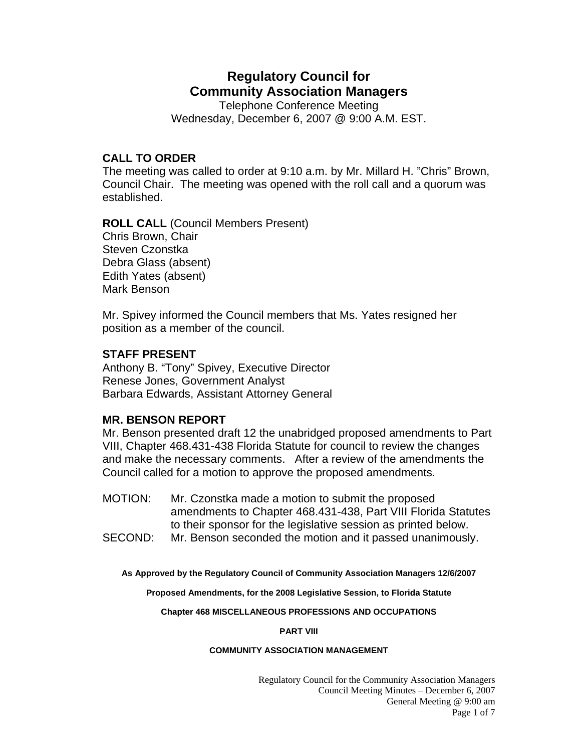# Regulatory Council for Community Association Managers

Telephone Conference Meeting
Wednesday, December 6, 2007 @ 9:00 A.M. EST.

## CALL TO ORDER

The meeting was called to order at 9:10 a.m. by Mr. Millard H. "Chris" Brown, Council Chair. The meeting was opened with the roll call and a quorum was established.

**ROLL CALL** (Council Members Present)
Chris Brown, Chair
Steven Czonstka
Debra Glass (absent)
Edith Yates (absent)
Mark Benson

Mr. Spivey informed the Council members that Ms. Yates resigned her position as a member of the council.

## STAFF PRESENT

Anthony B. "Tony" Spivey, Executive Director
Renese Jones, Government Analyst
Barbara Edwards, Assistant Attorney General

## MR. BENSON REPORT

Mr. Benson presented draft 12 the unabridged proposed amendments to Part VIII, Chapter 468.431-438 Florida Statute for council to review the changes and make the necessary comments. After a review of the amendments the Council called for a motion to approve the proposed amendments.

MOTION: Mr. Czonstka made a motion to submit the proposed amendments to Chapter 468.431-438, Part VIII Florida Statutes to their sponsor for the legislative session as printed below.
SECOND: Mr. Benson seconded the motion and it passed unanimously.

**As Approved by the Regulatory Council of Community Association Managers 12/6/2007**

**Proposed Amendments, for the 2008 Legislative Session, to Florida Statute**

**Chapter 468 MISCELLANEOUS PROFESSIONS AND OCCUPATIONS**

**PART VIII**

**COMMUNITY ASSOCIATION MANAGEMENT**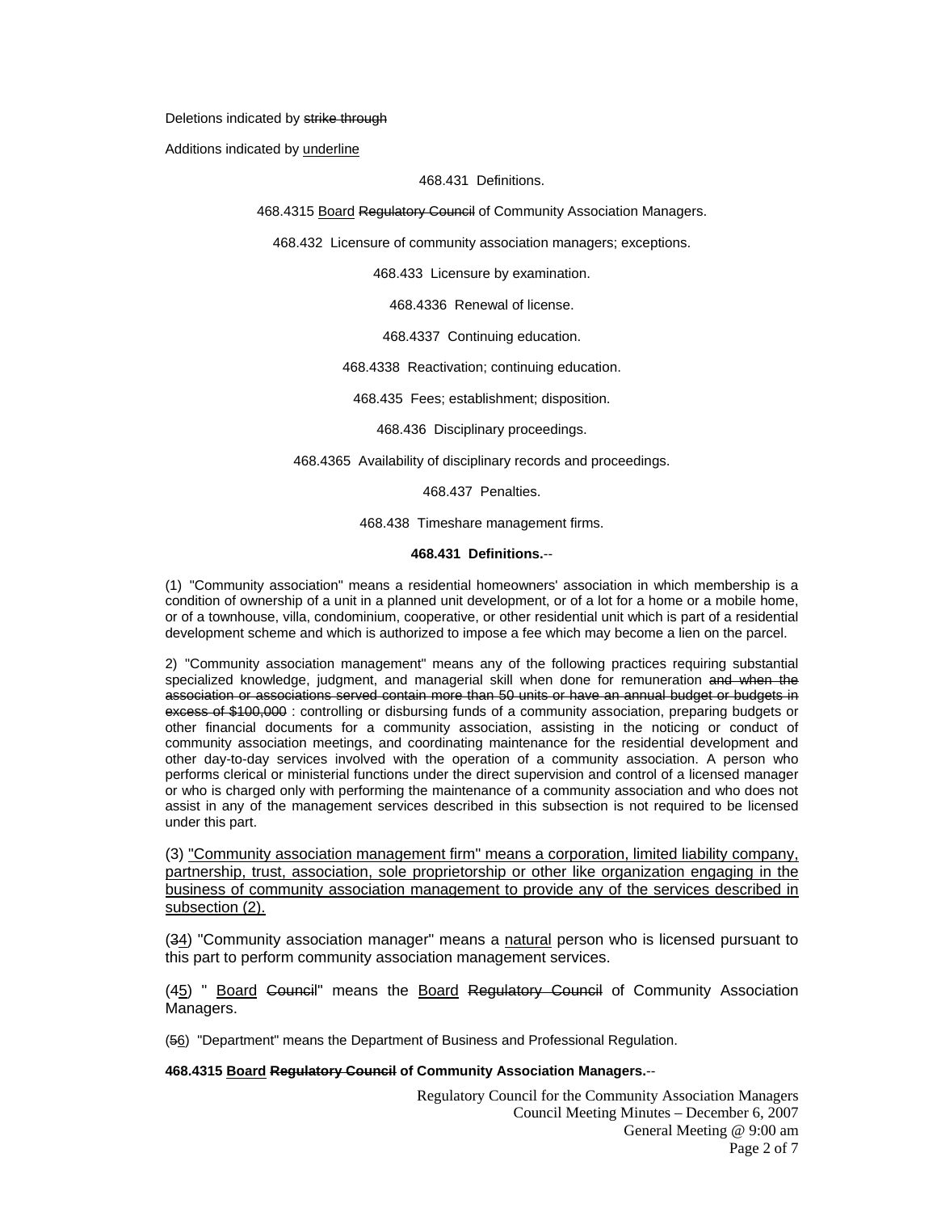Deletions indicated by ~~strike through~~

Additions indicated by <u>underline</u>

468.431 Definitions.

468.4315 <u>Board</u> ~~Regulatory Council~~ of Community Association Managers.

468.432 Licensure of community association managers; exceptions.

468.433 Licensure by examination.

468.4336 Renewal of license.

468.4337 Continuing education.

468.4338 Reactivation; continuing education.

468.435 Fees; establishment; disposition.

468.436 Disciplinary proceedings.

468.4365 Availability of disciplinary records and proceedings.

468.437 Penalties.

468.438 Timeshare management firms.

**468.431 Definitions.**--

(1) "Community association" means a residential homeowners' association in which membership is a condition of ownership of a unit in a planned unit development, or of a lot for a home or a mobile home, or of a townhouse, villa, condominium, cooperative, or other residential unit which is part of a residential development scheme and which is authorized to impose a fee which may become a lien on the parcel.

2) "Community association management" means any of the following practices requiring substantial specialized knowledge, judgment, and managerial skill when done for remuneration ~~and when the association or associations served contain more than 50 units or have an annual budget or budgets in excess of $100,000~~ : controlling or disbursing funds of a community association, preparing budgets or other financial documents for a community association, assisting in the noticing or conduct of community association meetings, and coordinating maintenance for the residential development and other day-to-day services involved with the operation of a community association. A person who performs clerical or ministerial functions under the direct supervision and control of a licensed manager or who is charged only with performing the maintenance of a community association and who does not assist in any of the management services described in this subsection is not required to be licensed under this part.

(3) <u>"Community association management firm" means a corporation, limited liability company, partnership, trust, association, sole proprietorship or other like organization engaging in the business of community association management to provide any of the services described in subsection (2).</u>

(~~3~~<u>4</u>) "Community association manager" means a <u>natural</u> person who is licensed pursuant to this part to perform community association management services.

(4<u>5</u>) " <u>Board</u> ~~Council~~" means the <u>Board</u> ~~Regulatory Council~~ of Community Association Managers.

(~~5~~<u>6</u>) "Department" means the Department of Business and Professional Regulation.

**468.4315 <u>Board</u> ~~Regulatory Council~~ of Community Association Managers.**--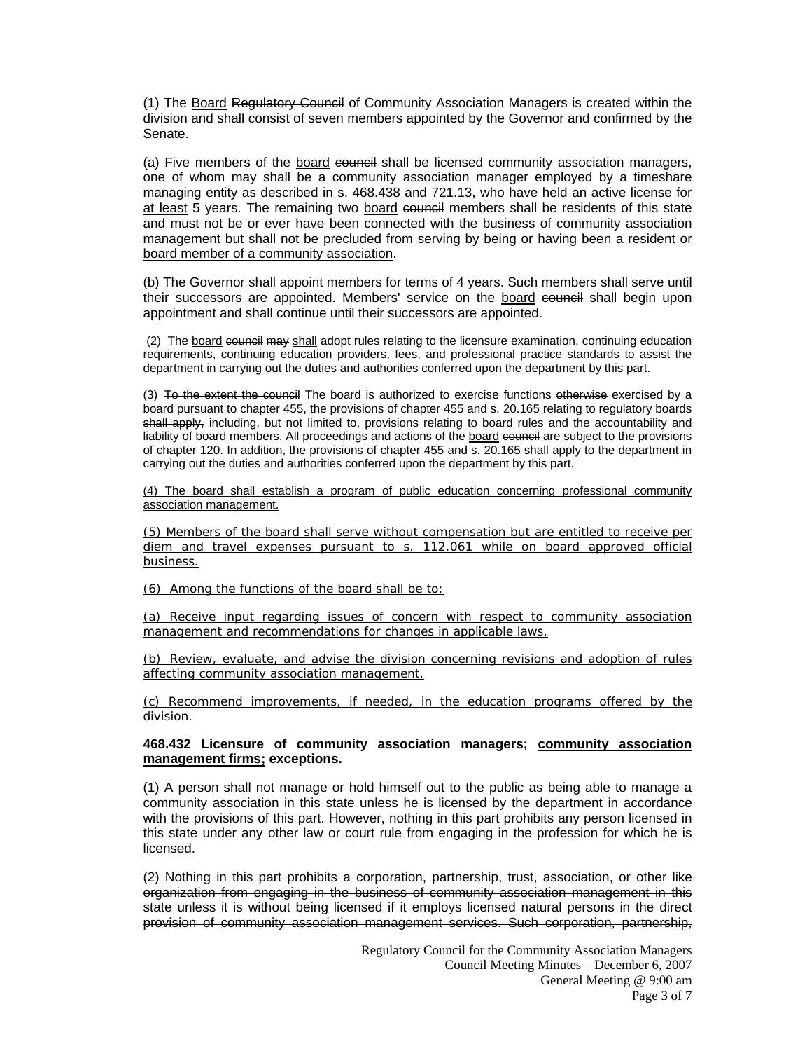(1) The <u>Board</u> ~~Regulatory Council~~ of Community Association Managers is created within the division and shall consist of seven members appointed by the Governor and confirmed by the Senate.

(a) Five members of the <u>board</u> ~~council~~ shall be licensed community association managers, one of whom <u>may</u> ~~shall~~ be a community association manager employed by a timeshare managing entity as described in s. 468.438 and 721.13, who have held an active license for <u>at least</u> 5 years. The remaining two <u>board</u> ~~council~~ members shall be residents of this state and must not be or ever have been connected with the business of community association management <u>but shall not be precluded from serving by being or having been a resident or board member of a community association</u>.

(b) The Governor shall appoint members for terms of 4 years. Such members shall serve until their successors are appointed. Members' service on the <u>board</u> ~~council~~ shall begin upon appointment and shall continue until their successors are appointed.

(2) The <u>board</u> ~~council~~ ~~may~~ <u>shall</u> adopt rules relating to the licensure examination, continuing education requirements, continuing education providers, fees, and professional practice standards to assist the department in carrying out the duties and authorities conferred upon the department by this part.

(3) ~~To the extent the council~~ <u>The board</u> is authorized to exercise functions ~~otherwise~~ exercised by a board pursuant to chapter 455, the provisions of chapter 455 and s. 20.165 relating to regulatory boards ~~shall apply,~~ including, but not limited to, provisions relating to board rules and the accountability and liability of board members. All proceedings and actions of the <u>board</u> ~~council~~ are subject to the provisions of chapter 120. In addition, the provisions of chapter 455 and s. 20.165 shall apply to the department in carrying out the duties and authorities conferred upon the department by this part.

<u>(4) The board shall establish a program of public education concerning professional community association management.</u>

<u>(5) Members of the board shall serve without compensation but are entitled to receive per diem and travel expenses pursuant to s. 112.061 while on board approved official business.</u>

<u>(6) Among the functions of the board shall be to:</u>

<u>(a) Receive input regarding issues of concern with respect to community association management and recommendations for changes in applicable laws.</u>

<u>(b) Review, evaluate, and advise the division concerning revisions and adoption of rules affecting community association management.</u>

<u>(c) Recommend improvements, if needed, in the education programs offered by the division.</u>

**468.432 Licensure of community association managers; <u>community association management firms;</u> exceptions.**

(1) A person shall not manage or hold himself out to the public as being able to manage a community association in this state unless he is licensed by the department in accordance with the provisions of this part. However, nothing in this part prohibits any person licensed in this state under any other law or court rule from engaging in the profession for which he is licensed.

~~(2) Nothing in this part prohibits a corporation, partnership, trust, association, or other like organization from engaging in the business of community association management in this state unless it is without being licensed if it employs licensed natural persons in the direct provision of community association management services. Such corporation, partnership,~~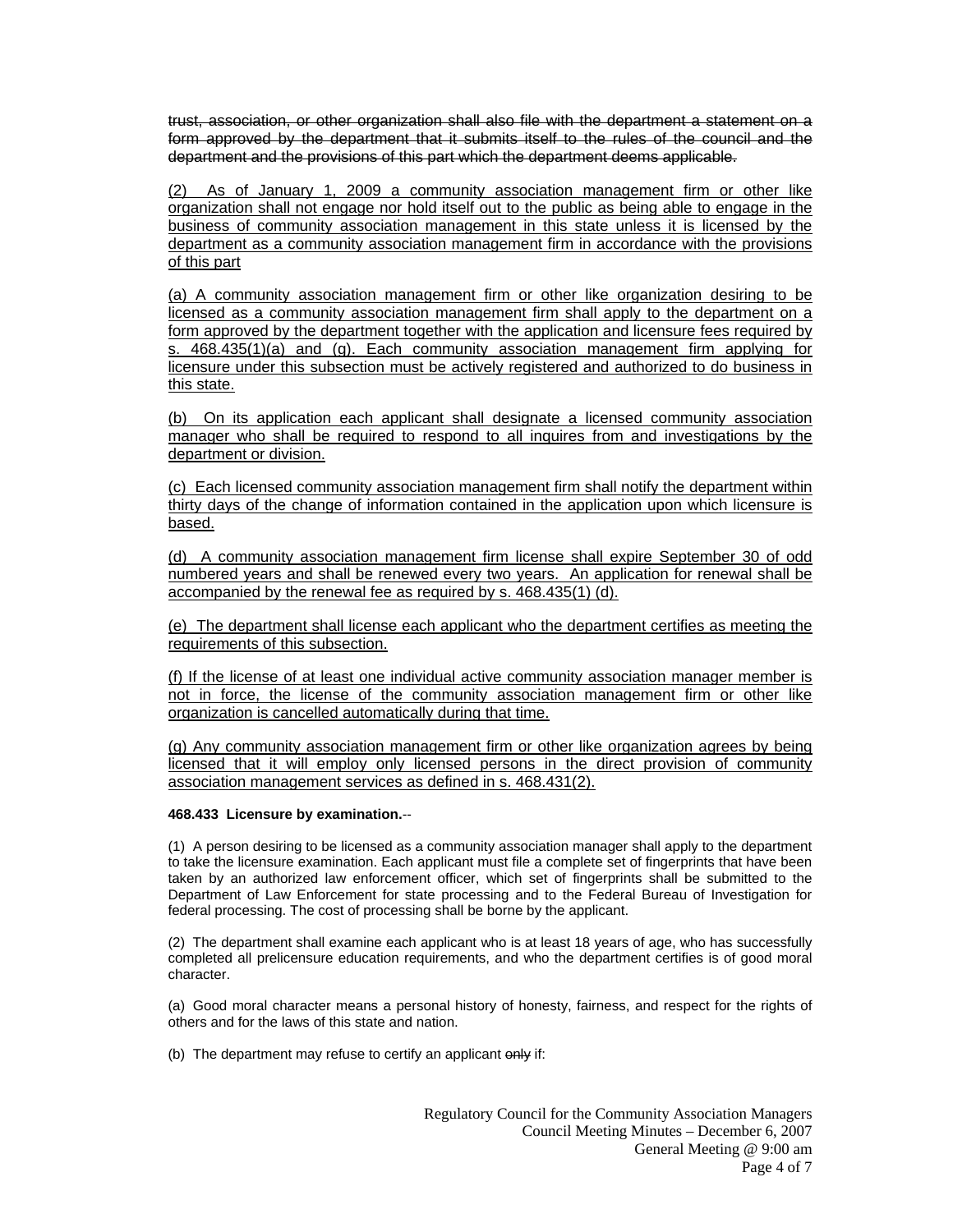~~trust, association, or other organization shall also file with the department a statement on a form approved by the department that it submits itself to the rules of the council and the department and the provisions of this part which the department deems applicable.~~

<u>(2) As of January 1, 2009 a community association management firm or other like organization shall not engage nor hold itself out to the public as being able to engage in the business of community association management in this state unless it is licensed by the department as a community association management firm in accordance with the provisions of this part</u>

<u>(a) A community association management firm or other like organization desiring to be licensed as a community association management firm shall apply to the department on a form approved by the department together with the application and licensure fees required by s. 468.435(1)(a) and (g). Each community association management firm applying for licensure under this subsection must be actively registered and authorized to do business in this state.</u>

<u>(b) On its application each applicant shall designate a licensed community association manager who shall be required to respond to all inquires from and investigations by the department or division.</u>

<u>(c) Each licensed community association management firm shall notify the department within thirty days of the change of information contained in the application upon which licensure is based.</u>

<u>(d) A community association management firm license shall expire September 30 of odd numbered years and shall be renewed every two years. An application for renewal shall be accompanied by the renewal fee as required by s. 468.435(1) (d).</u>

<u>(e) The department shall license each applicant who the department certifies as meeting the requirements of this subsection.</u>

<u>(f) If the license of at least one individual active community association manager member is not in force, the license of the community association management firm or other like organization is cancelled automatically during that time.</u>

<u>(g) Any community association management firm or other like organization agrees by being licensed that it will employ only licensed persons in the direct provision of community association management services as defined in s. 468.431(2).</u>

**468.433 Licensure by examination.**--

(1) A person desiring to be licensed as a community association manager shall apply to the department to take the licensure examination. Each applicant must file a complete set of fingerprints that have been taken by an authorized law enforcement officer, which set of fingerprints shall be submitted to the Department of Law Enforcement for state processing and to the Federal Bureau of Investigation for federal processing. The cost of processing shall be borne by the applicant.

(2) The department shall examine each applicant who is at least 18 years of age, who has successfully completed all prelicensure education requirements, and who the department certifies is of good moral character.

(a) Good moral character means a personal history of honesty, fairness, and respect for the rights of others and for the laws of this state and nation.

(b) The department may refuse to certify an applicant ~~only~~ if: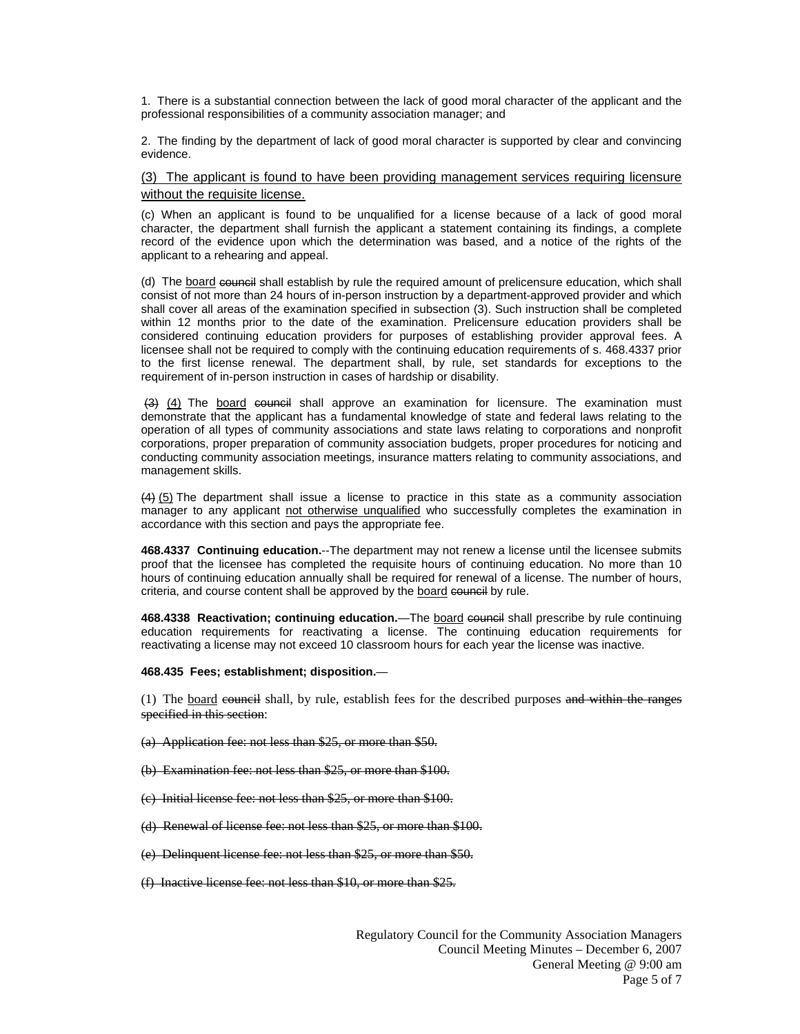1. There is a substantial connection between the lack of good moral character of the applicant and the professional responsibilities of a community association manager; and

2. The finding by the department of lack of good moral character is supported by clear and convincing evidence.

<u>(3) The applicant is found to have been providing management services requiring licensure without the requisite license.</u>

(c) When an applicant is found to be unqualified for a license because of a lack of good moral character, the department shall furnish the applicant a statement containing its findings, a complete record of the evidence upon which the determination was based, and a notice of the rights of the applicant to a rehearing and appeal.

(d) The <u>board</u> ~~council~~ shall establish by rule the required amount of prelicensure education, which shall consist of not more than 24 hours of in-person instruction by a department-approved provider and which shall cover all areas of the examination specified in subsection (3). Such instruction shall be completed within 12 months prior to the date of the examination. Prelicensure education providers shall be considered continuing education providers for purposes of establishing provider approval fees. A licensee shall not be required to comply with the continuing education requirements of s. 468.4337 prior to the first license renewal. The department shall, by rule, set standards for exceptions to the requirement of in-person instruction in cases of hardship or disability.

~~(3)~~ <u>(4)</u> The <u>board</u> ~~council~~ shall approve an examination for licensure. The examination must demonstrate that the applicant has a fundamental knowledge of state and federal laws relating to the operation of all types of community associations and state laws relating to corporations and nonprofit corporations, proper preparation of community association budgets, proper procedures for noticing and conducting community association meetings, insurance matters relating to community associations, and management skills.

~~(4)~~ <u>(5)</u> The department shall issue a license to practice in this state as a community association manager to any applicant <u>not otherwise unqualified</u> who successfully completes the examination in accordance with this section and pays the appropriate fee.

**468.4337 Continuing education.**--The department may not renew a license until the licensee submits proof that the licensee has completed the requisite hours of continuing education. No more than 10 hours of continuing education annually shall be required for renewal of a license. The number of hours, criteria, and course content shall be approved by the <u>board</u> ~~council~~ by rule.

**468.4338 Reactivation; continuing education.**—The <u>board</u> ~~council~~ shall prescribe by rule continuing education requirements for reactivating a license. The continuing education requirements for reactivating a license may not exceed 10 classroom hours for each year the license was inactive.

**468.435 Fees; establishment; disposition.**—

(1) The <u>board</u> ~~council~~ shall, by rule, establish fees for the described purposes ~~and within the ranges specified in this section~~:

~~(a) Application fee: not less than $25, or more than $50.~~

~~(b) Examination fee: not less than $25, or more than $100.~~

~~(c) Initial license fee: not less than $25, or more than $100.~~

~~(d) Renewal of license fee: not less than $25, or more than $100.~~

~~(e) Delinquent license fee: not less than $25, or more than $50.~~

~~(f) Inactive license fee: not less than $10, or more than $25.~~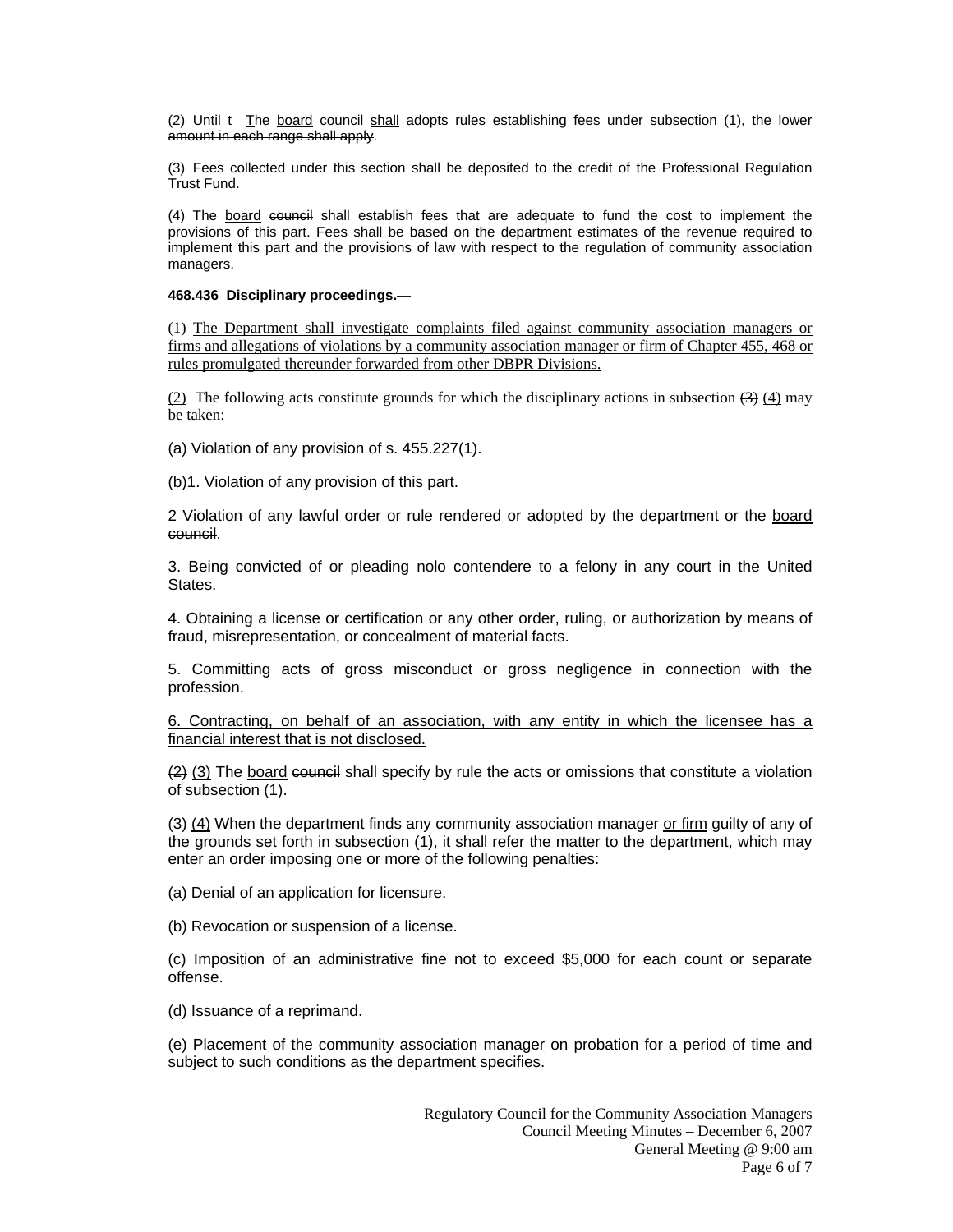(2) ~~Until t~~ The <u>board</u> ~~council~~ <u>shall</u> adopt~~s~~ rules establishing fees under subsection (1~~), the lower amount in each range shall apply~~.

(3) Fees collected under this section shall be deposited to the credit of the Professional Regulation Trust Fund.

(4) The <u>board</u> ~~council~~ shall establish fees that are adequate to fund the cost to implement the provisions of this part. Fees shall be based on the department estimates of the revenue required to implement this part and the provisions of law with respect to the regulation of community association managers.

**468.436 Disciplinary proceedings.**—

(1) <u>The Department shall investigate complaints filed against community association managers or firms and allegations of violations by a community association manager or firm of Chapter 455, 468 or rules promulgated thereunder forwarded from other DBPR Divisions.</u>

<u>(2)</u> The following acts constitute grounds for which the disciplinary actions in subsection ~~(3)~~ <u>(4)</u> may be taken:

(a) Violation of any provision of s. 455.227(1).

(b)1. Violation of any provision of this part.

2 Violation of any lawful order or rule rendered or adopted by the department or the <u>board</u> ~~council~~.

3. Being convicted of or pleading nolo contendere to a felony in any court in the United States.

4. Obtaining a license or certification or any other order, ruling, or authorization by means of fraud, misrepresentation, or concealment of material facts.

5. Committing acts of gross misconduct or gross negligence in connection with the profession.

<u>6. Contracting, on behalf of an association, with any entity in which the licensee has a financial interest that is not disclosed.</u>

~~(2)~~ <u>(3)</u> The <u>board</u> ~~council~~ shall specify by rule the acts or omissions that constitute a violation of subsection (1).

~~(3)~~ <u>(4)</u> When the department finds any community association manager <u>or firm</u> guilty of any of the grounds set forth in subsection (1), it shall refer the matter to the department, which may enter an order imposing one or more of the following penalties:

(a) Denial of an application for licensure.

(b) Revocation or suspension of a license.

(c) Imposition of an administrative fine not to exceed $5,000 for each count or separate offense.

(d) Issuance of a reprimand.

(e) Placement of the community association manager on probation for a period of time and subject to such conditions as the department specifies.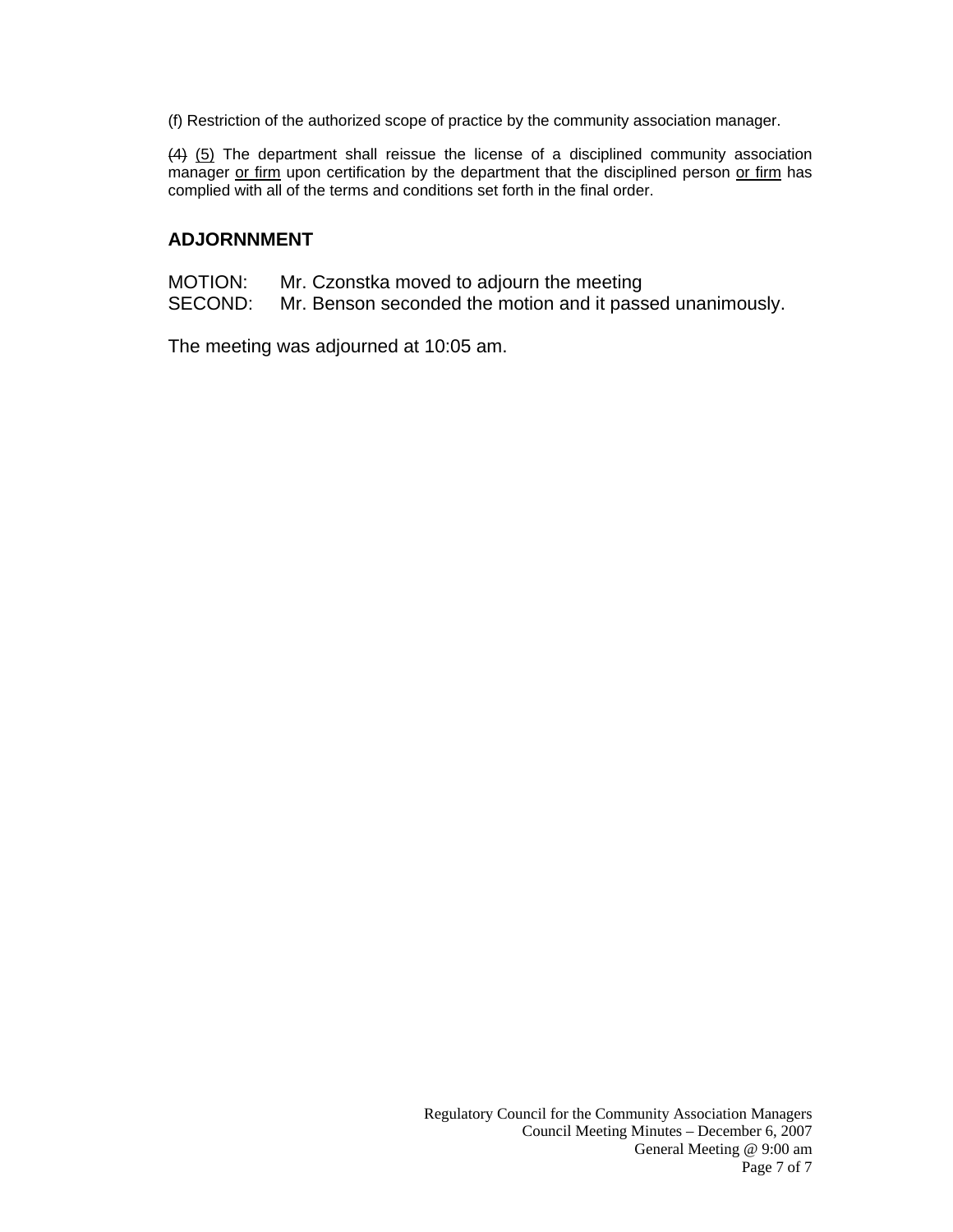(f) Restriction of the authorized scope of practice by the community association manager.

~~(4)~~ <u>(5)</u> The department shall reissue the license of a disciplined community association manager <u>or firm</u> upon certification by the department that the disciplined person <u>or firm</u> has complied with all of the terms and conditions set forth in the final order.

## ADJORNNMENT

MOTION: Mr. Czonstka moved to adjourn the meeting
SECOND: Mr. Benson seconded the motion and it passed unanimously.

The meeting was adjourned at 10:05 am.